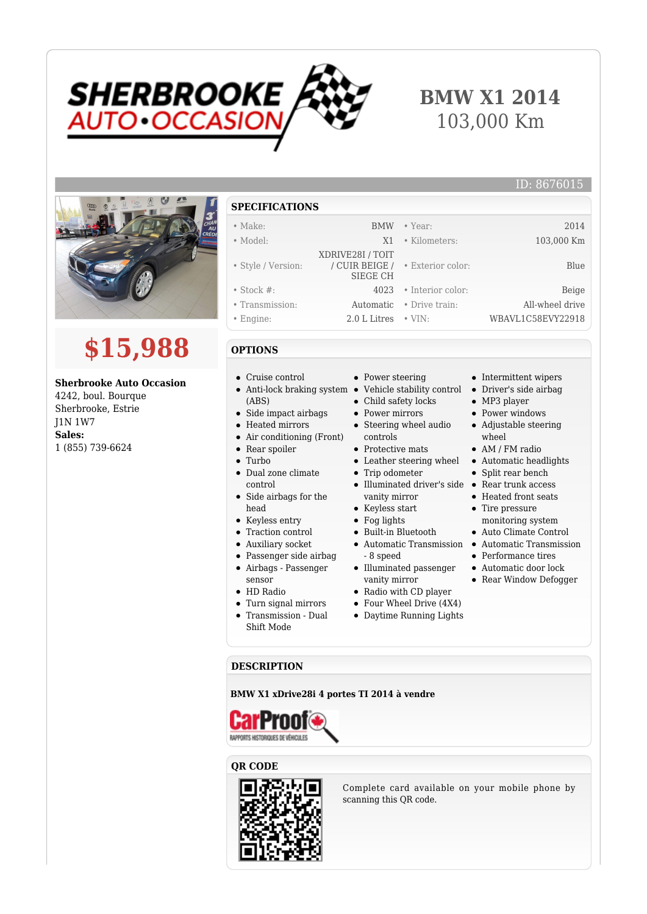# BMW X1 2014

103,000 Km

ID: 8676015

# $15,988

**Sherbrooke Auto Occasion**
4242, boul. Bourque
Sherbrooke, Estrie
J1N 1W7
**Sales:**
1 (855) 739-6624

## SPECIFICATIONS

| | | | |
|---|---|---|---|
| • Make: | BMW | • Year: | 2014 |
| • Model: | X1 | • Kilometers: | 103,000 Km |
| • Style / Version: | XDRIVE28I / TOIT / CUIR BEIGE / SIEGE CH | • Exterior color: | Blue |
| • Stock #: | 4023 | • Interior color: | Beige |
| • Transmission: | Automatic | • Drive train: | All-wheel drive |
| • Engine: | 2.0 L Litres | • VIN: | WBAVL1C58EVY22918 |

## OPTIONS

- Cruise control
- Anti-lock braking system (ABS)
- Side impact airbags
- Heated mirrors
- Air conditioning (Front)
- Rear spoiler
- Turbo
- Dual zone climate control
- Side airbags for the head
- Keyless entry
- Traction control
- Auxiliary socket
- Passenger side airbag
- Airbags - Passenger sensor
- HD Radio
- Turn signal mirrors
- Transmission - Dual Shift Mode
- Power steering
- Vehicle stability control
- Child safety locks
- Power mirrors
- Steering wheel audio controls
- Protective mats
- Leather steering wheel
- Trip odometer
- Illuminated driver's side vanity mirror
- Keyless start
- Fog lights
- Built-in Bluetooth
- Automatic Transmission - 8 speed
- Illuminated passenger vanity mirror
- Radio with CD player
- Four Wheel Drive (4X4)
- Daytime Running Lights
- Intermittent wipers
- Driver's side airbag
- MP3 player
- Power windows
- Adjustable steering wheel
- AM / FM radio
- Automatic headlights
- Split rear bench
- Rear trunk access
- Heated front seats
- Tire pressure monitoring system
- Auto Climate Control
- Automatic Transmission
- Performance tires
- Automatic door lock
- Rear Window Defogger

## DESCRIPTION

**BMW X1 xDrive28i 4 portes TI 2014 à vendre**

## QR CODE

Complete card available on your mobile phone by scanning this QR code.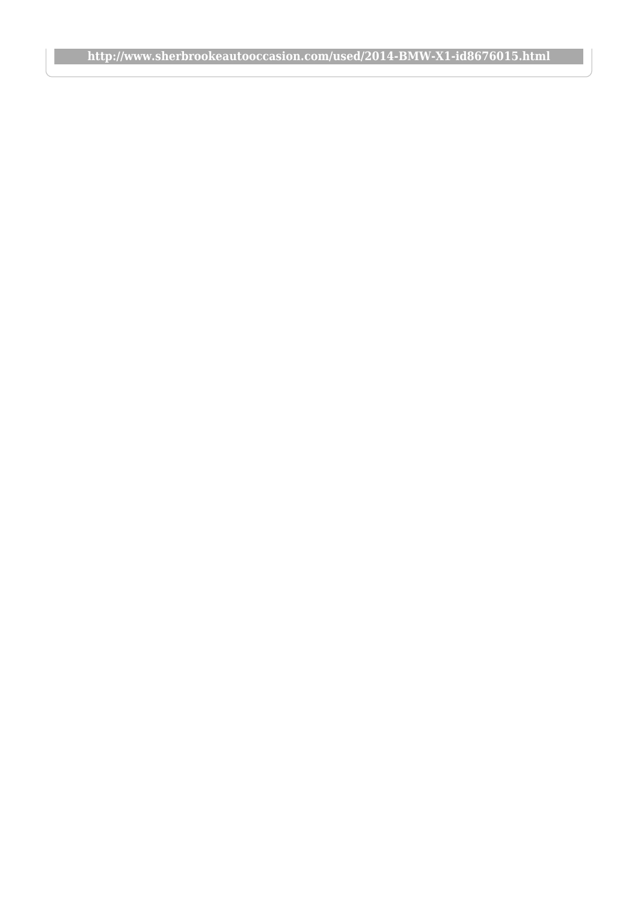**http://www.sherbrookeautooccasion.com/used/2014-BMW-X1-id8676015.html**